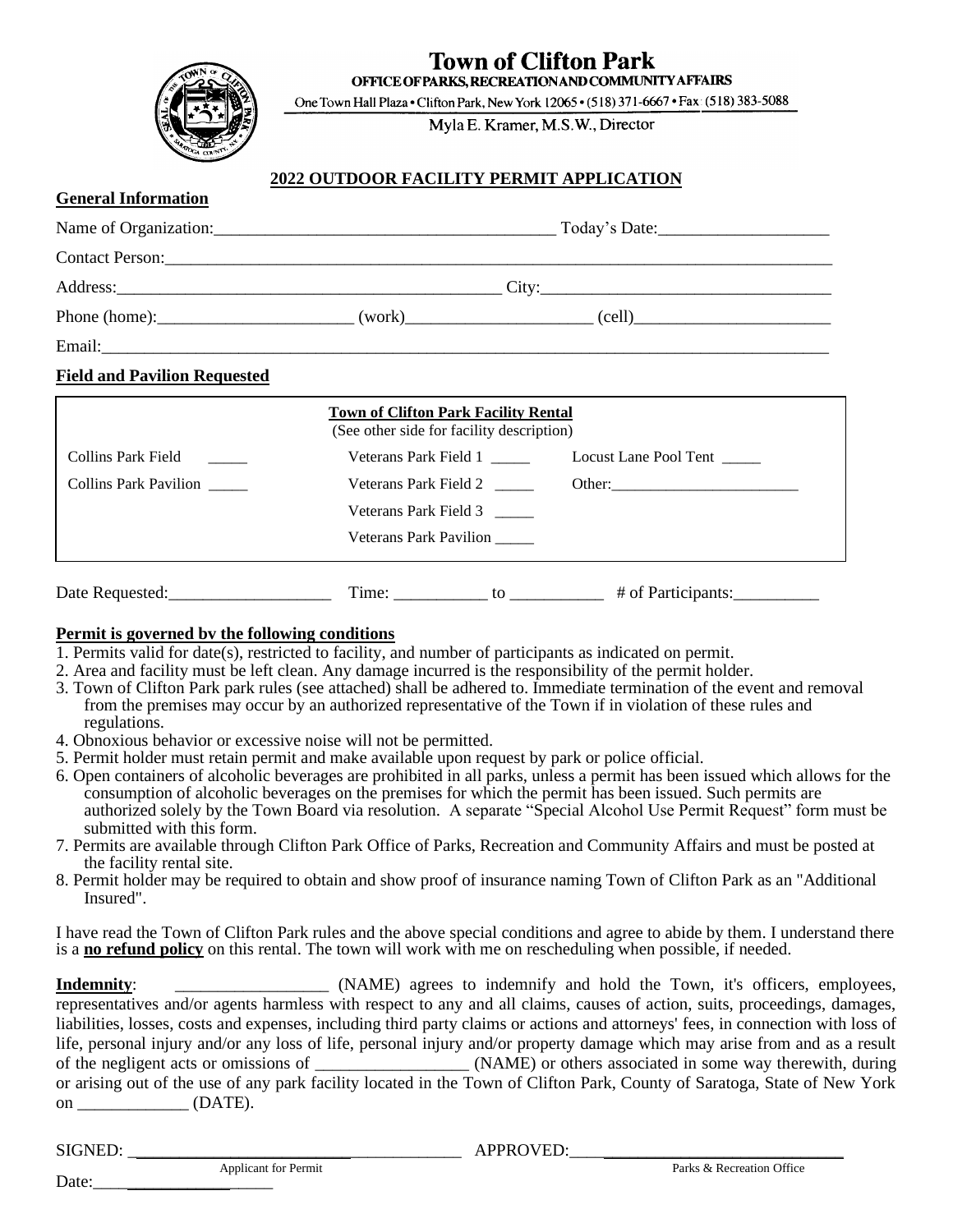# Town of Clifton Park

OFFICE OF PARKS, RECREATION AND COMMUNITY AFFAIRS

One Town Hall Plaza • Clifton Park, New York 12065 • (518) 371-6667 • Fax: (518) 383-5088

Myla E. Kramer, M.S.W., Director

## 2022 OUTDOOR FACILITY PERMIT APPLICATION

**General Information**

Name of Organization:_______________________________________ Today's Date:____________________

Contact Person:_______________________________________________________________________________

Address:_____________________________________________ City:__________________________________

Phone (home):_______________________ (work)_____________________ (cell)_______________________

Email:_________________________________________________________________________________________

**Field and Pavilion Requested**

**Town of Clifton Park Facility Rental**
(See other side for facility description)

| | | |
|---|---|---|
| Collins Park Field _____ | Veterans Park Field 1 _____ | Locust Lane Pool Tent _____ |
| Collins Park Pavilion _____ | Veterans Park Field 2 _____ | Other:________________________ |
| | Veterans Park Field 3 _____ | |
| | Veterans Park Pavilion _____ | |

Date Requested:___________________ Time: ___________ to ___________ # of Participants:__________

**Permit is governed by the following conditions**

1. Permits valid for date(s), restricted to facility, and number of participants as indicated on permit.
2. Area and facility must be left clean. Any damage incurred is the responsibility of the permit holder.
3. Town of Clifton Park park rules (see attached) shall be adhered to. Immediate termination of the event and removal from the premises may occur by an authorized representative of the Town if in violation of these rules and regulations.
4. Obnoxious behavior or excessive noise will not be permitted.
5. Permit holder must retain permit and make available upon request by park or police official.
6. Open containers of alcoholic beverages are prohibited in all parks, unless a permit has been issued which allows for the consumption of alcoholic beverages on the premises for which the permit has been issued. Such permits are authorized solely by the Town Board via resolution. A separate "Special Alcohol Use Permit Request" form must be submitted with this form.
7. Permits are available through Clifton Park Office of Parks, Recreation and Community Affairs and must be posted at the facility rental site.
8. Permit holder may be required to obtain and show proof of insurance naming Town of Clifton Park as an "Additional Insured".

I have read the Town of Clifton Park rules and the above special conditions and agree to abide by them. I understand there is a **no refund policy** on this rental. The town will work with me on rescheduling when possible, if needed.

**Indemnity**: __________________ (NAME) agrees to indemnify and hold the Town, it's officers, employees, representatives and/or agents harmless with respect to any and all claims, causes of action, suits, proceedings, damages, liabilities, losses, costs and expenses, including third party claims or actions and attorneys' fees, in connection with loss of life, personal injury and/or any loss of life, personal injury and/or property damage which may arise from and as a result of the negligent acts or omissions of __________________ (NAME) or others associated in some way therewith, during or arising out of the use of any park facility located in the Town of Clifton Park, County of Saratoga, State of New York on _____________ (DATE).

SIGNED: _______________________________________ APPROVED:_______________________________
Applicant for Permit — Parks & Recreation Office

Date:_____________________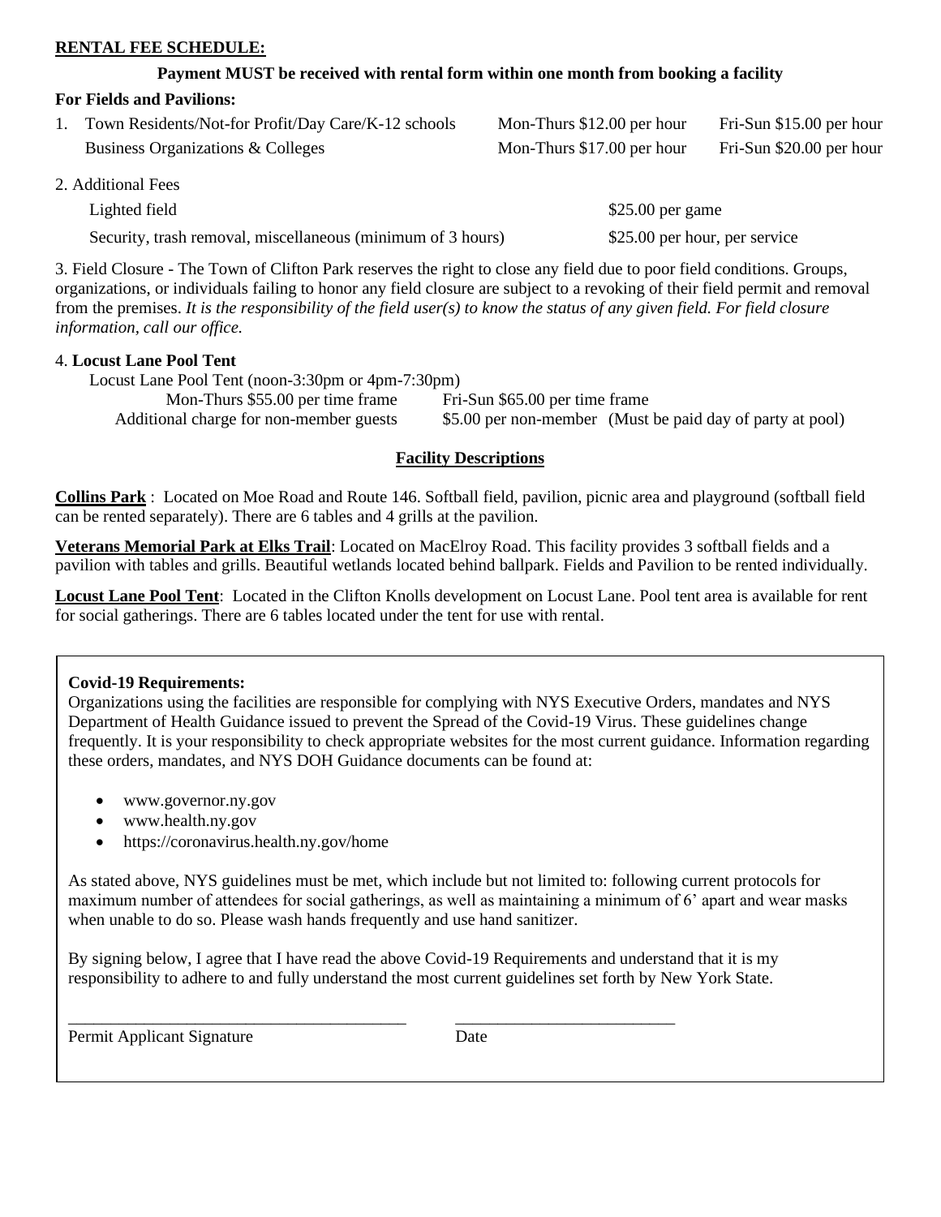**RENTAL FEE SCHEDULE:**

**Payment MUST be received with rental form within one month from booking a facility**

**For Fields and Pavilions:**

| | | |
|---|---|---|
| 1. Town Residents/Not-for Profit/Day Care/K-12 schools | Mon-Thurs $12.00 per hour | Fri-Sun $15.00 per hour |
| Business Organizations & Colleges | Mon-Thurs $17.00 per hour | Fri-Sun $20.00 per hour |

2. Additional Fees

| | |
|---|---|
| Lighted field | $25.00 per game |
| Security, trash removal, miscellaneous (minimum of 3 hours) | $25.00 per hour, per service |

3. Field Closure - The Town of Clifton Park reserves the right to close any field due to poor field conditions. Groups, organizations, or individuals failing to honor any field closure are subject to a revoking of their field permit and removal from the premises. *It is the responsibility of the field user(s) to know the status of any given field. For field closure information, call our office.*

4. **Locust Lane Pool Tent**

Locust Lane Pool Tent (noon-3:30pm or 4pm-7:30pm)

| | |
|---|---|
| Mon-Thurs $55.00 per time frame | Fri-Sun $65.00 per time frame |
| Additional charge for non-member guests | $5.00 per non-member (Must be paid day of party at pool) |

## Facility Descriptions

**Collins Park** : Located on Moe Road and Route 146. Softball field, pavilion, picnic area and playground (softball field can be rented separately). There are 6 tables and 4 grills at the pavilion.

**Veterans Memorial Park at Elks Trail**: Located on MacElroy Road. This facility provides 3 softball fields and a pavilion with tables and grills. Beautiful wetlands located behind ballpark. Fields and Pavilion to be rented individually.

**Locust Lane Pool Tent**: Located in the Clifton Knolls development on Locust Lane. Pool tent area is available for rent for social gatherings. There are 6 tables located under the tent for use with rental.

**Covid-19 Requirements:**

Organizations using the facilities are responsible for complying with NYS Executive Orders, mandates and NYS Department of Health Guidance issued to prevent the Spread of the Covid-19 Virus. These guidelines change frequently. It is your responsibility to check appropriate websites for the most current guidance. Information regarding these orders, mandates, and NYS DOH Guidance documents can be found at:

- www.governor.ny.gov
- www.health.ny.gov
- https://coronavirus.health.ny.gov/home

As stated above, NYS guidelines must be met, which include but not limited to: following current protocols for maximum number of attendees for social gatherings, as well as maintaining a minimum of 6' apart and wear masks when unable to do so. Please wash hands frequently and use hand sanitizer.

By signing below, I agree that I have read the above Covid-19 Requirements and understand that it is my responsibility to adhere to and fully understand the most current guidelines set forth by New York State.

\_\_\_\_\_\_\_\_\_\_\_\_\_\_\_\_\_\_\_\_\_\_\_\_\_\_\_\_\_\_\_\_\_\_\_\_\_\_\_\_ \_\_\_\_\_\_\_\_\_\_\_\_\_\_\_\_\_\_\_\_\_\_\_\_\_\_

Permit Applicant Signature Date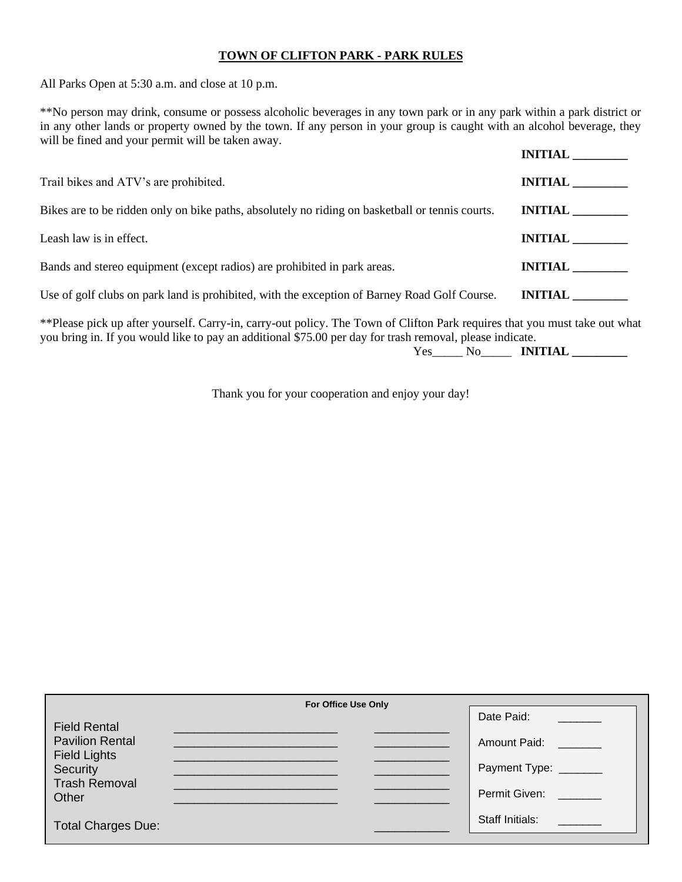## TOWN OF CLIFTON PARK - PARK RULES

All Parks Open at 5:30 a.m. and close at 10 p.m.

**No person may drink, consume or possess alcoholic beverages in any town park or in any park within a park district or in any other lands or property owned by the town. If any person in your group is caught with an alcohol beverage, they will be fined and your permit will be taken away.

**INITIAL ________**

Trail bikes and ATV's are prohibited. **INITIAL ________**

Bikes are to be ridden only on bike paths, absolutely no riding on basketball or tennis courts. **INITIAL ________**

Leash law is in effect. **INITIAL ________**

Bands and stereo equipment (except radios) are prohibited in park areas. **INITIAL ________**

Use of golf clubs on park land is prohibited, with the exception of Barney Road Golf Course. **INITIAL ________**

**Please pick up after yourself. Carry-in, carry-out policy. The Town of Clifton Park requires that you must take out what you bring in. If you would like to pay an additional $75.00 per day for trash removal, please indicate.

Yes_____ No_____ **INITIAL ________**

Thank you for your cooperation and enjoy your day!

**For Office Use Only**

| | | |
|---|---|---|
| Field Rental | ________________________ | ___________ |
| Pavilion Rental | ________________________ | ___________ |
| Field Lights | ________________________ | ___________ |
| Security | ________________________ | ___________ |
| Trash Removal | ________________________ | ___________ |
| Other | ________________________ | ___________ |
| Total Charges Due: | | ___________ |

| | |
|---|---|
| Date Paid: | _______ |
| Amount Paid: | _______ |
| Payment Type: | _______ |
| Permit Given: | _______ |
| Staff Initials: | _______ |